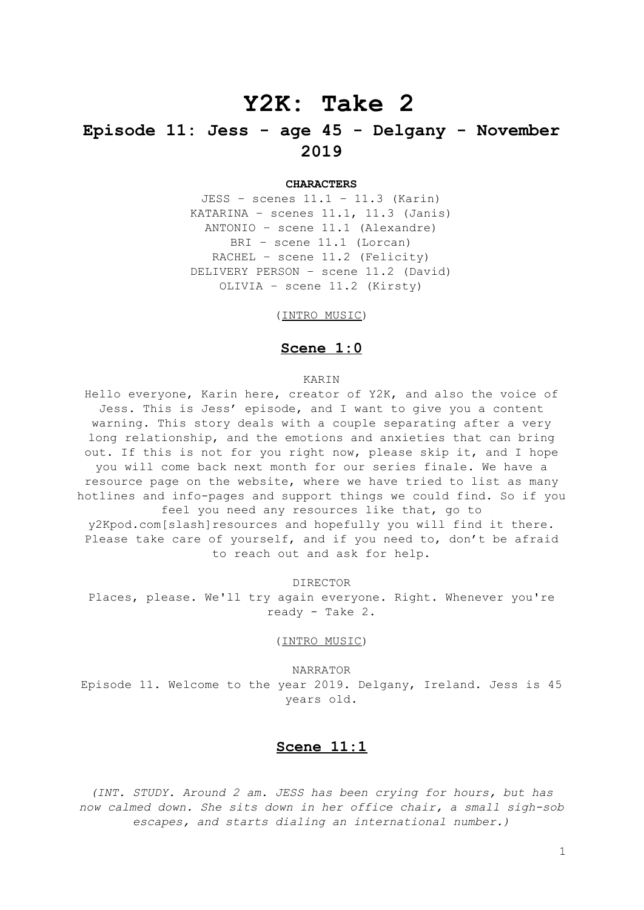# Y2K: Take 2

## Episode 11: Jess - age 45 - Delgany - November 2019

**CHARACTERS**

JESS – scenes 11.1 – 11.3 (Karin)
KATARINA – scenes 11.1, 11.3 (Janis)
ANTONIO – scene 11.1 (Alexandre)
BRI – scene 11.1 (Lorcan)
RACHEL – scene 11.2 (Felicity)
DELIVERY PERSON – scene 11.2 (David)
OLIVIA – scene 11.2 (Kirsty)

(INTRO MUSIC)

### Scene 1:0

KARIN

Hello everyone, Karin here, creator of Y2K, and also the voice of Jess. This is Jess' episode, and I want to give you a content warning. This story deals with a couple separating after a very long relationship, and the emotions and anxieties that can bring out. If this is not for you right now, please skip it, and I hope you will come back next month for our series finale. We have a resource page on the website, where we have tried to list as many hotlines and info-pages and support things we could find. So if you feel you need any resources like that, go to y2Kpod.com[slash]resources and hopefully you will find it there. Please take care of yourself, and if you need to, don't be afraid to reach out and ask for help.

DIRECTOR

Places, please. We'll try again everyone. Right. Whenever you're ready - Take 2.

(INTRO MUSIC)

NARRATOR

Episode 11. Welcome to the year 2019. Delgany, Ireland. Jess is 45 years old.

### Scene 11:1

*(INT. STUDY. Around 2 am. JESS has been crying for hours, but has now calmed down. She sits down in her office chair, a small sigh-sob escapes, and starts dialing an international number.)*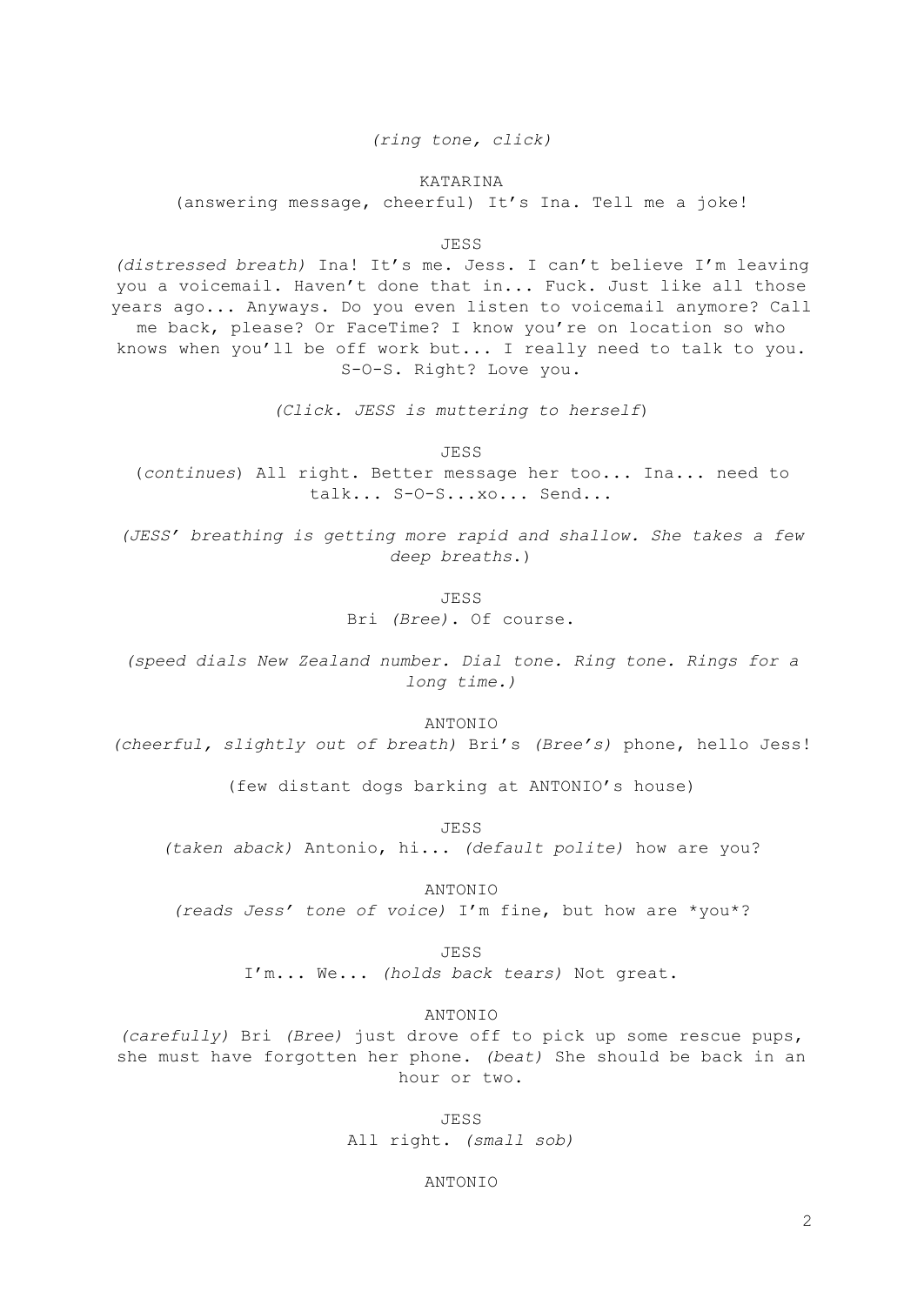*(ring tone, click)*

KATARINA

(answering message, cheerful) It's Ina. Tell me a joke!

JESS

*(distressed breath)* Ina! It's me. Jess. I can't believe I'm leaving you a voicemail. Haven't done that in... Fuck. Just like all those years ago... Anyways. Do you even listen to voicemail anymore? Call me back, please? Or FaceTime? I know you're on location so who knows when you'll be off work but... I really need to talk to you. S-O-S. Right? Love you.

*(Click. JESS is muttering to herself)*

JESS

(*continues*) All right. Better message her too... Ina... need to talk... S-O-S...xo... Send...

*(JESS' breathing is getting more rapid and shallow. She takes a few deep breaths.)*

JESS

Bri *(Bree)*. Of course.

*(speed dials New Zealand number. Dial tone. Ring tone. Rings for a long time.)*

ANTONIO

*(cheerful, slightly out of breath)* Bri's *(Bree's)* phone, hello Jess!

(few distant dogs barking at ANTONIO's house)

JESS

*(taken aback)* Antonio, hi... *(default polite)* how are you?

ANTONIO

*(reads Jess' tone of voice)* I'm fine, but how are *you*?

JESS

I'm... We... *(holds back tears)* Not great.

ANTONIO

*(carefully)* Bri *(Bree)* just drove off to pick up some rescue pups, she must have forgotten her phone. *(beat)* She should be back in an hour or two.

JESS

All right. *(small sob)*

ANTONIO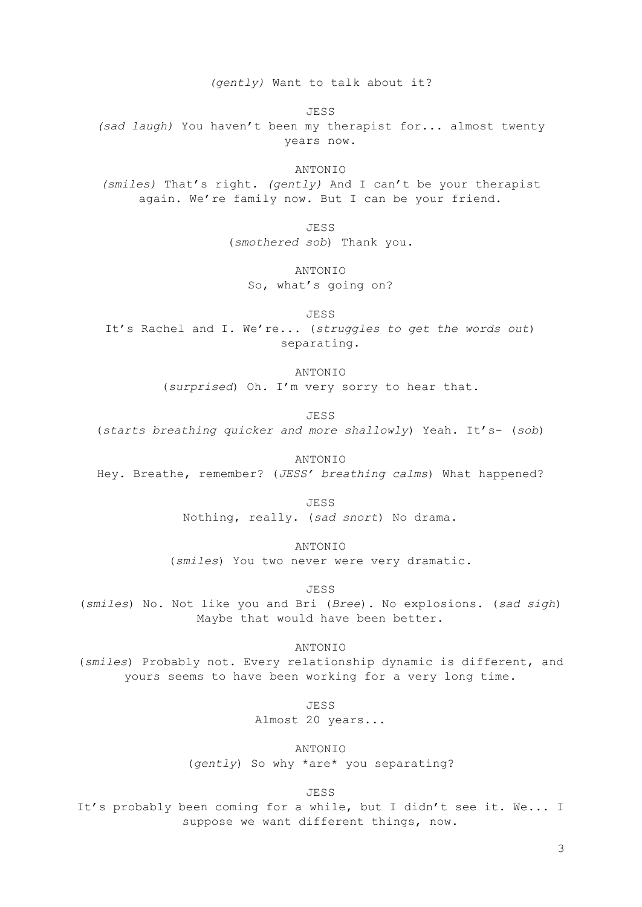*(gently)* Want to talk about it?

JESS

*(sad laugh)* You haven't been my therapist for... almost twenty years now.

ANTONIO

*(smiles)* That's right. *(gently)* And I can't be your therapist again. We're family now. But I can be your friend.

JESS

(*smothered sob*) Thank you.

ANTONIO

So, what's going on?

JESS

It's Rachel and I. We're... (*struggles to get the words out*) separating.

ANTONIO

(*surprised*) Oh. I'm very sorry to hear that.

JESS

(*starts breathing quicker and more shallowly*) Yeah. It's- (*sob*)

ANTONIO

Hey. Breathe, remember? (*JESS' breathing calms*) What happened?

JESS

Nothing, really. (*sad snort*) No drama.

ANTONIO

(*smiles*) You two never were very dramatic.

JESS

(*smiles*) No. Not like you and Bri (*Bree*). No explosions. (*sad sigh*) Maybe that would have been better.

ANTONIO

(*smiles*) Probably not. Every relationship dynamic is different, and yours seems to have been working for a very long time.

JESS

Almost 20 years...

ANTONIO

(*gently*) So why *are* you separating?

JESS

It's probably been coming for a while, but I didn't see it. We... I suppose we want different things, now.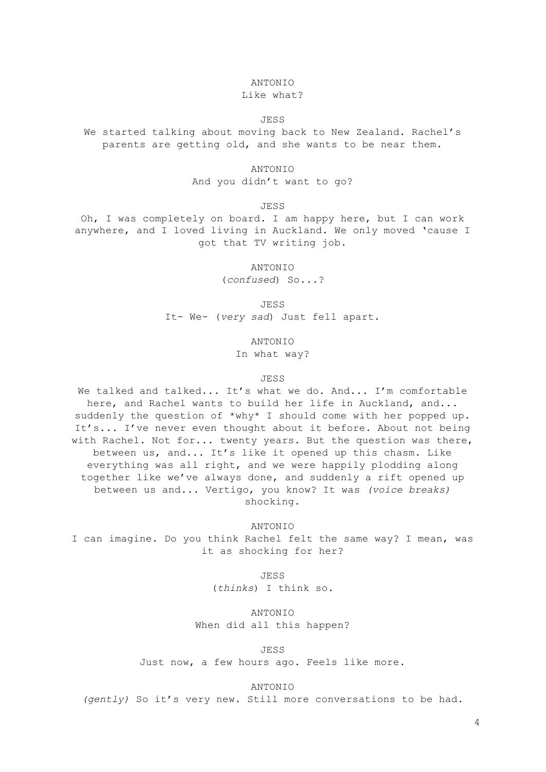ANTONIO

Like what?

JESS

We started talking about moving back to New Zealand. Rachel's parents are getting old, and she wants to be near them.

ANTONIO

And you didn't want to go?

JESS

Oh, I was completely on board. I am happy here, but I can work anywhere, and I loved living in Auckland. We only moved 'cause I got that TV writing job.

ANTONIO

(*confused*) So...?

JESS

It- We- (*very sad*) Just fell apart.

ANTONIO

In what way?

JESS

We talked and talked... It's what we do. And... I'm comfortable here, and Rachel wants to build her life in Auckland, and... suddenly the question of *why* I should come with her popped up. It's... I've never even thought about it before. About not being with Rachel. Not for... twenty years. But the question was there, between us, and... It's like it opened up this chasm. Like everything was all right, and we were happily plodding along together like we've always done, and suddenly a rift opened up between us and... Vertigo, you know? It was *(voice breaks)* shocking.

ANTONIO

I can imagine. Do you think Rachel felt the same way? I mean, was it as shocking for her?

JESS

(*thinks*) I think so.

ANTONIO

When did all this happen?

JESS

Just now, a few hours ago. Feels like more.

ANTONIO

*(gently)* So it's very new. Still more conversations to be had.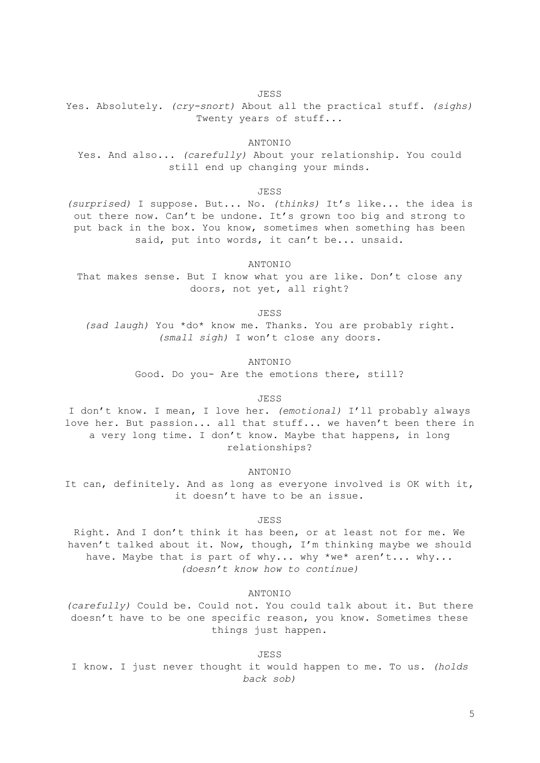JESS

Yes. Absolutely. *(cry-snort)* About all the practical stuff. *(sighs)* Twenty years of stuff...

ANTONIO

Yes. And also... *(carefully)* About your relationship. You could still end up changing your minds.

JESS

*(surprised)* I suppose. But... No. *(thinks)* It's like... the idea is out there now. Can't be undone. It's grown too big and strong to put back in the box. You know, sometimes when something has been said, put into words, it can't be... unsaid.

ANTONIO

That makes sense. But I know what you are like. Don't close any doors, not yet, all right?

JESS

*(sad laugh)* You *do* know me. Thanks. You are probably right. *(small sigh)* I won't close any doors.

ANTONIO

Good. Do you- Are the emotions there, still?

JESS

I don't know. I mean, I love her. *(emotional)* I'll probably always love her. But passion... all that stuff... we haven't been there in a very long time. I don't know. Maybe that happens, in long relationships?

ANTONIO

It can, definitely. And as long as everyone involved is OK with it, it doesn't have to be an issue.

JESS

Right. And I don't think it has been, or at least not for me. We haven't talked about it. Now, though, I'm thinking maybe we should have. Maybe that is part of why... why *we* aren't... why... *(doesn't know how to continue)*

ANTONIO

*(carefully)* Could be. Could not. You could talk about it. But there doesn't have to be one specific reason, you know. Sometimes these things just happen.

JESS

I know. I just never thought it would happen to me. To us. *(holds back sob)*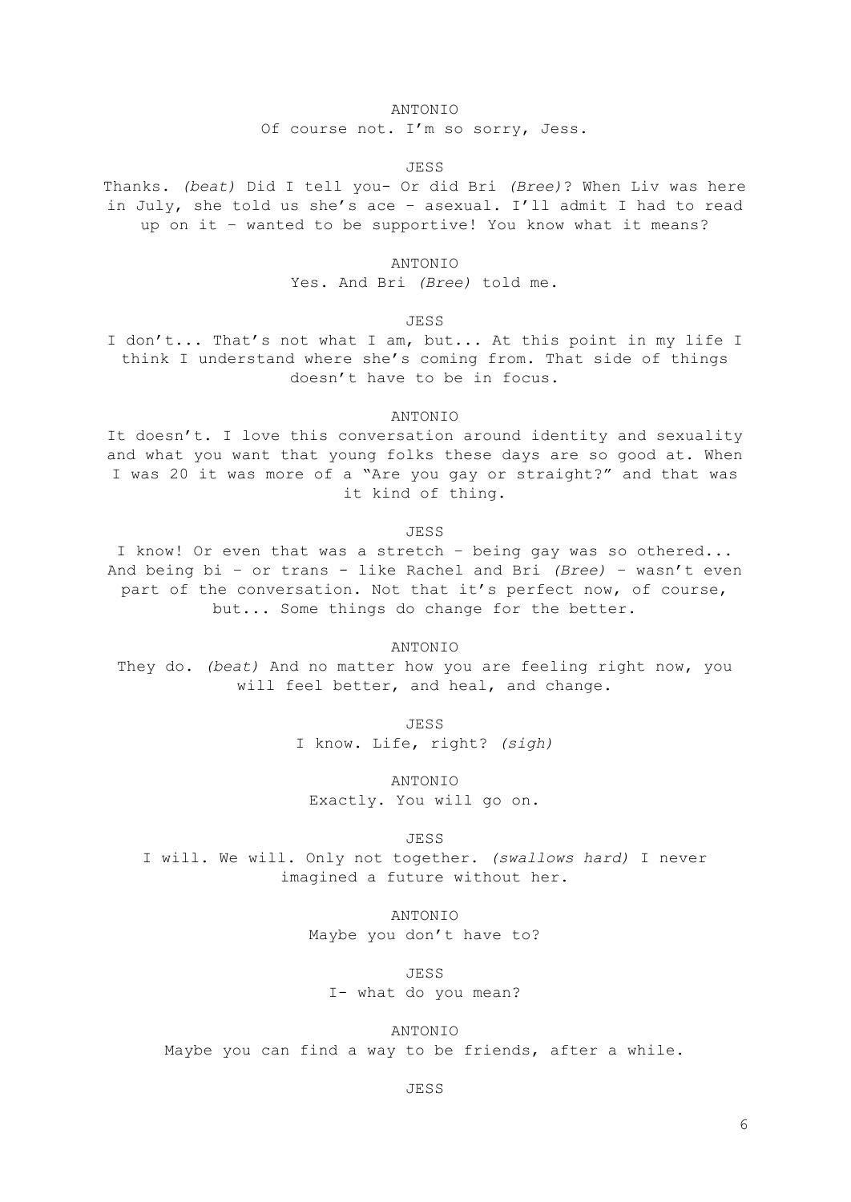ANTONIO

Of course not. I'm so sorry, Jess.

JESS

Thanks. *(beat)* Did I tell you- Or did Bri *(Bree)*? When Liv was here in July, she told us she's ace – asexual. I'll admit I had to read up on it – wanted to be supportive! You know what it means?

ANTONIO

Yes. And Bri *(Bree)* told me.

JESS

I don't... That's not what I am, but... At this point in my life I think I understand where she's coming from. That side of things doesn't have to be in focus.

ANTONIO

It doesn't. I love this conversation around identity and sexuality and what you want that young folks these days are so good at. When I was 20 it was more of a "Are you gay or straight?" and that was it kind of thing.

JESS

I know! Or even that was a stretch – being gay was so othered... And being bi – or trans - like Rachel and Bri *(Bree)* – wasn't even part of the conversation. Not that it's perfect now, of course, but... Some things do change for the better.

ANTONIO

They do. *(beat)* And no matter how you are feeling right now, you will feel better, and heal, and change.

JESS

I know. Life, right? *(sigh)*

ANTONIO

Exactly. You will go on.

JESS

I will. We will. Only not together. *(swallows hard)* I never imagined a future without her.

ANTONIO

Maybe you don't have to?

JESS

I- what do you mean?

ANTONIO

Maybe you can find a way to be friends, after a while.

JESS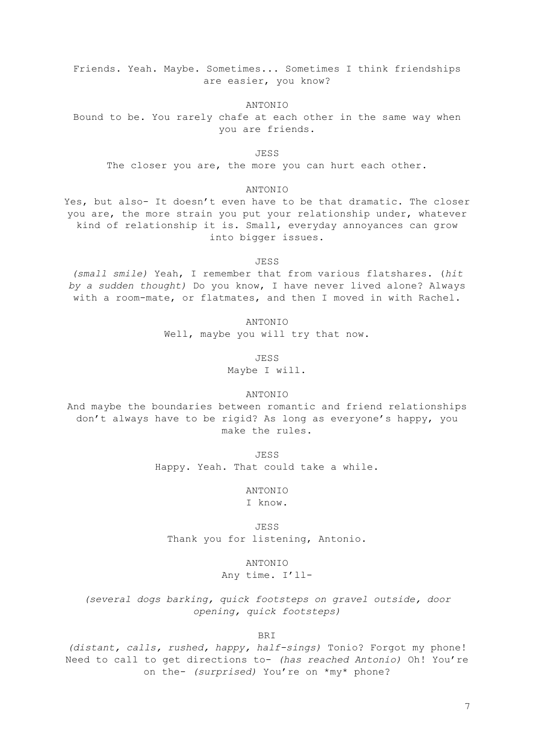Friends. Yeah. Maybe. Sometimes... Sometimes I think friendships are easier, you know?

ANTONIO

Bound to be. You rarely chafe at each other in the same way when you are friends.

JESS

The closer you are, the more you can hurt each other.

ANTONIO

Yes, but also- It doesn't even have to be that dramatic. The closer you are, the more strain you put your relationship under, whatever kind of relationship it is. Small, everyday annoyances can grow into bigger issues.

JESS

*(small smile)* Yeah, I remember that from various flatshares. (*hit by a sudden thought)* Do you know, I have never lived alone? Always with a room-mate, or flatmates, and then I moved in with Rachel.

ANTONIO

Well, maybe you will try that now.

JESS

Maybe I will.

ANTONIO

And maybe the boundaries between romantic and friend relationships don't always have to be rigid? As long as everyone's happy, you make the rules.

JESS

Happy. Yeah. That could take a while.

ANTONIO

I know.

JESS

Thank you for listening, Antonio.

ANTONIO

Any time. I'll-

*(several dogs barking, quick footsteps on gravel outside, door opening, quick footsteps)*

BRI

*(distant, calls, rushed, happy, half-sings)* Tonio? Forgot my phone! Need to call to get directions to- *(has reached Antonio)* Oh! You're on the- *(surprised)* You're on *my* phone?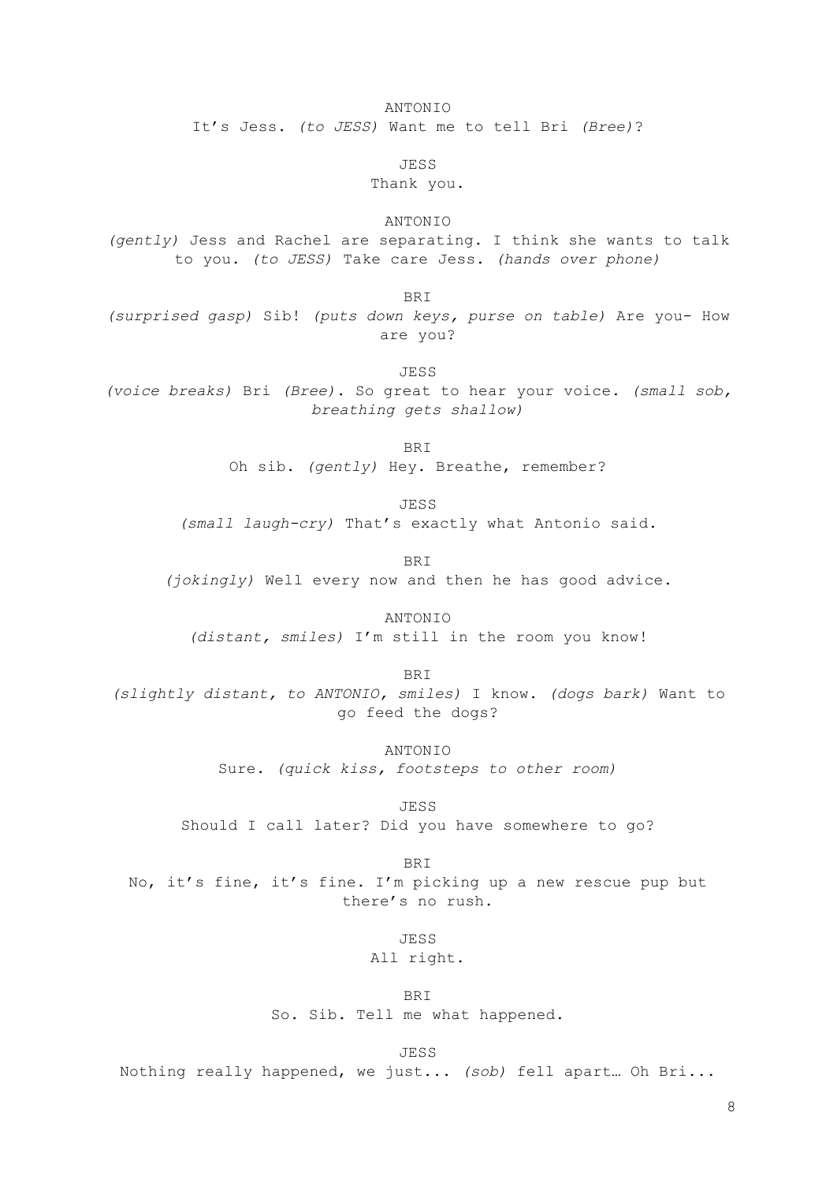ANTONIO

It's Jess. *(to JESS)* Want me to tell Bri *(Bree)*?

JESS

Thank you.

ANTONIO

*(gently)* Jess and Rachel are separating. I think she wants to talk to you. *(to JESS)* Take care Jess. *(hands over phone)*

BRI

*(surprised gasp)* Sib! *(puts down keys, purse on table)* Are you- How are you?

JESS

*(voice breaks)* Bri *(Bree)*. So great to hear your voice. *(small sob, breathing gets shallow)*

BRI

Oh sib. *(gently)* Hey. Breathe, remember?

JESS

*(small laugh-cry)* That's exactly what Antonio said.

BRI

*(jokingly)* Well every now and then he has good advice.

ANTONIO

*(distant, smiles)* I'm still in the room you know!

BRI

*(slightly distant, to ANTONIO, smiles)* I know. *(dogs bark)* Want to go feed the dogs?

ANTONIO

Sure. *(quick kiss, footsteps to other room)*

JESS

Should I call later? Did you have somewhere to go?

BRI

No, it's fine, it's fine. I'm picking up a new rescue pup but there's no rush.

JESS

All right.

BRI

So. Sib. Tell me what happened.

JESS

Nothing really happened, we just... *(sob)* fell apart… Oh Bri...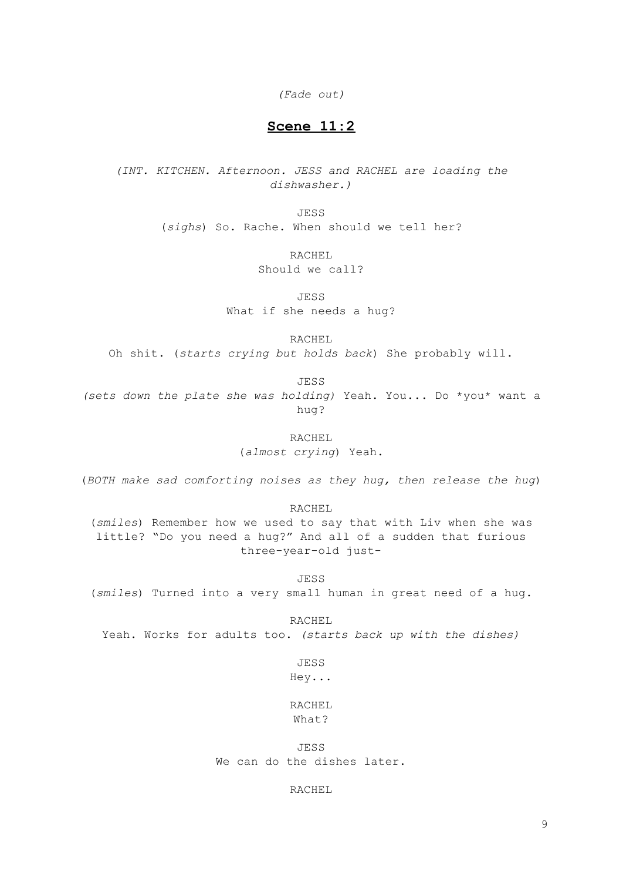*(Fade out)*

## Scene 11:2

*(INT. KITCHEN. Afternoon. JESS and RACHEL are loading the dishwasher.)*

JESS

(*sighs*) So. Rache. When should we tell her?

RACHEL

Should we call?

JESS

What if she needs a hug?

RACHEL

Oh shit. (*starts crying but holds back*) She probably will.

JESS

*(sets down the plate she was holding)* Yeah. You... Do *you* want a hug?

RACHEL

(*almost crying*) Yeah.

(*BOTH make sad comforting noises as they hug, then release the hug*)

RACHEL

(*smiles*) Remember how we used to say that with Liv when she was little? "Do you need a hug?" And all of a sudden that furious three-year-old just-

JESS

(*smiles*) Turned into a very small human in great need of a hug.

RACHEL

Yeah. Works for adults too. *(starts back up with the dishes)*

JESS

Hey...

RACHEL

What?

JESS

We can do the dishes later.

RACHEL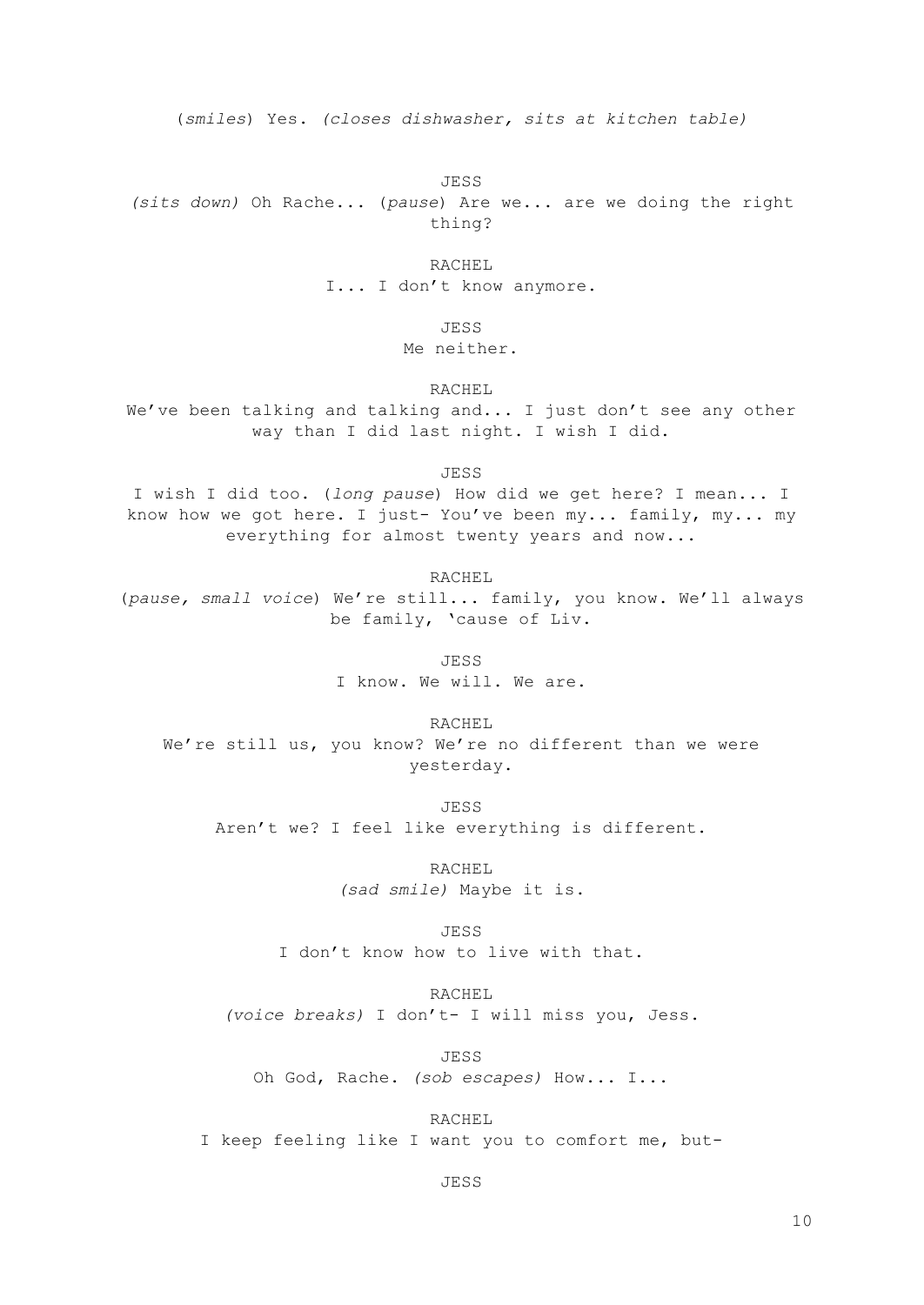(*smiles*) Yes. *(closes dishwasher, sits at kitchen table)*

JESS

*(sits down)* Oh Rache... (*pause*) Are we... are we doing the right thing?

RACHEL

I... I don't know anymore.

JESS

Me neither.

RACHEL

We've been talking and talking and... I just don't see any other way than I did last night. I wish I did.

JESS

I wish I did too. (*long pause*) How did we get here? I mean... I know how we got here. I just- You've been my... family, my... my everything for almost twenty years and now...

RACHEL

(*pause, small voice*) We're still... family, you know. We'll always be family, 'cause of Liv.

JESS

I know. We will. We are.

RACHEL

We're still us, you know? We're no different than we were yesterday.

JESS

Aren't we? I feel like everything is different.

RACHEL

*(sad smile)* Maybe it is.

JESS

I don't know how to live with that.

RACHEL

*(voice breaks)* I don't- I will miss you, Jess.

JESS

Oh God, Rache. *(sob escapes)* How... I...

RACHEL

I keep feeling like I want you to comfort me, but-

JESS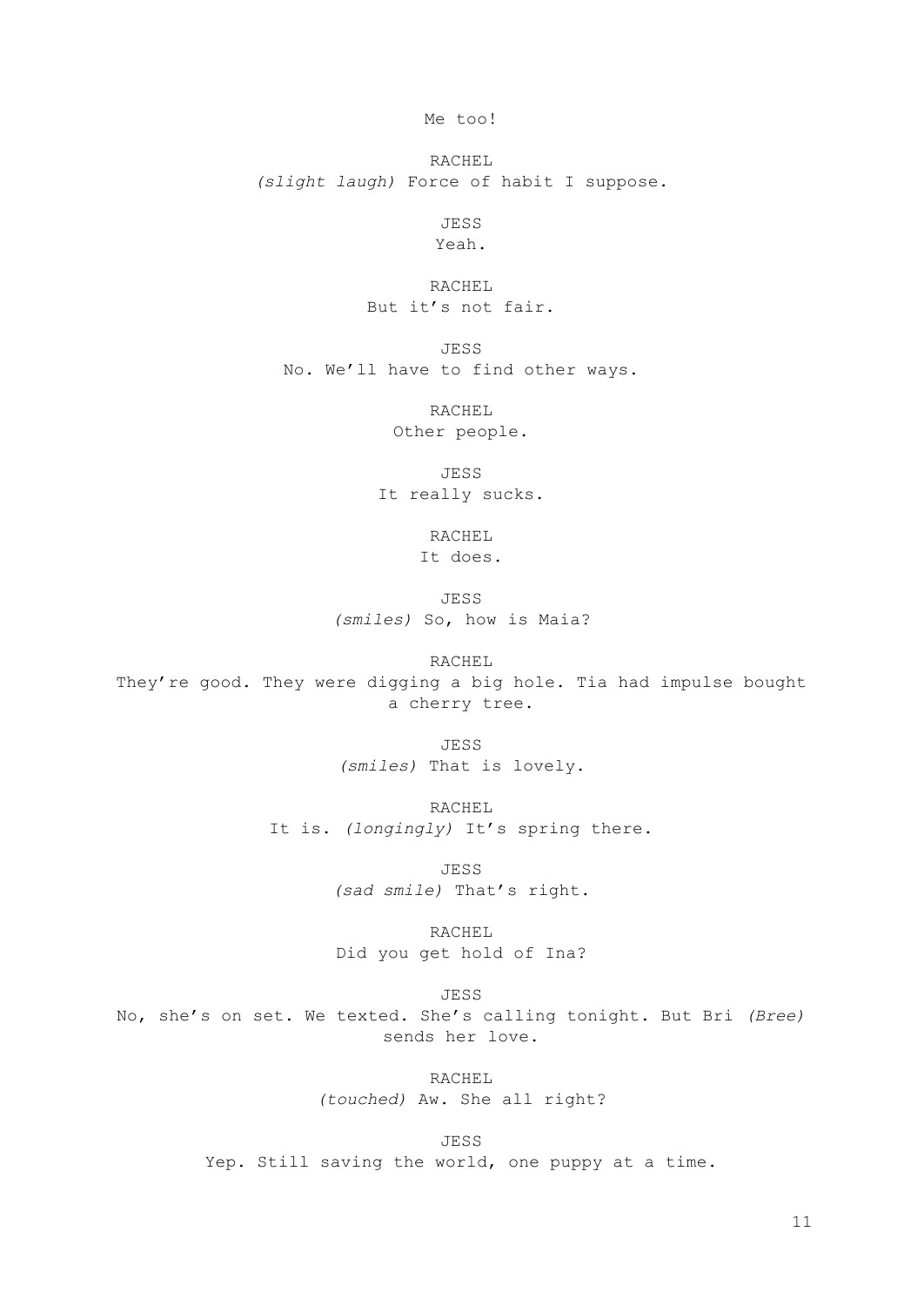Me too!

RACHEL
*(slight laugh)* Force of habit I suppose.

JESS
Yeah.

RACHEL
But it's not fair.

JESS
No. We'll have to find other ways.

RACHEL
Other people.

JESS
It really sucks.

RACHEL
It does.

JESS
*(smiles)* So, how is Maia?

RACHEL
They're good. They were digging a big hole. Tia had impulse bought a cherry tree.

JESS
*(smiles)* That is lovely.

RACHEL
It is. *(longingly)* It's spring there.

JESS
*(sad smile)* That's right.

RACHEL
Did you get hold of Ina?

JESS
No, she's on set. We texted. She's calling tonight. But Bri *(Bree)* sends her love.

RACHEL
*(touched)* Aw. She all right?

JESS
Yep. Still saving the world, one puppy at a time.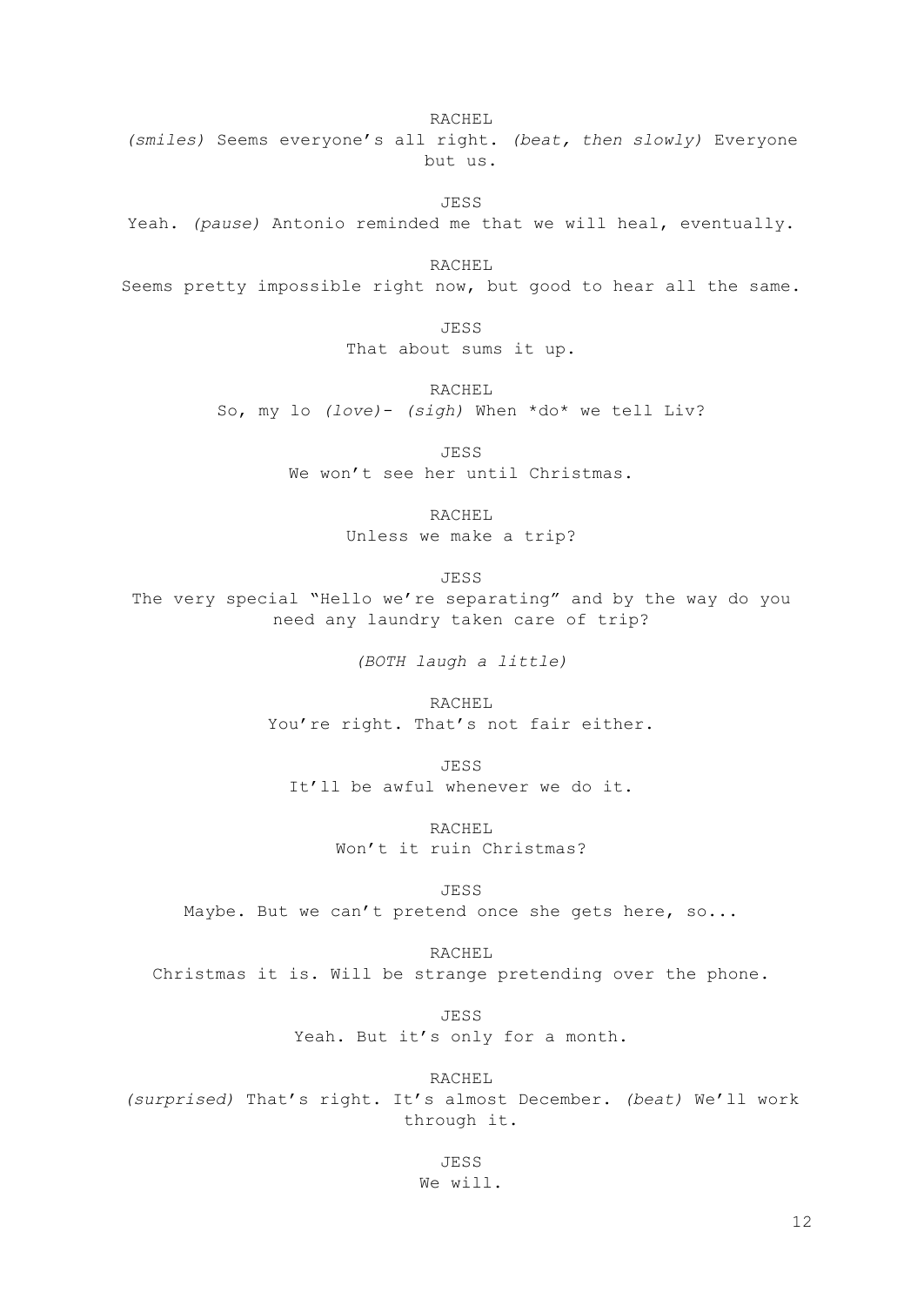RACHEL

*(smiles)* Seems everyone's all right. *(beat, then slowly)* Everyone but us.

JESS

Yeah. *(pause)* Antonio reminded me that we will heal, eventually.

RACHEL

Seems pretty impossible right now, but good to hear all the same.

JESS

That about sums it up.

RACHEL

So, my lo *(love)*- *(sigh)* When *do* we tell Liv?

JESS

We won't see her until Christmas.

RACHEL

Unless we make a trip?

JESS

The very special "Hello we're separating" and by the way do you need any laundry taken care of trip?

*(BOTH laugh a little)*

RACHEL

You're right. That's not fair either.

JESS

It'll be awful whenever we do it.

RACHEL

Won't it ruin Christmas?

JESS

Maybe. But we can't pretend once she gets here, so...

RACHEL

Christmas it is. Will be strange pretending over the phone.

JESS

Yeah. But it's only for a month.

RACHEL

*(surprised)* That's right. It's almost December. *(beat)* We'll work through it.

JESS

We will.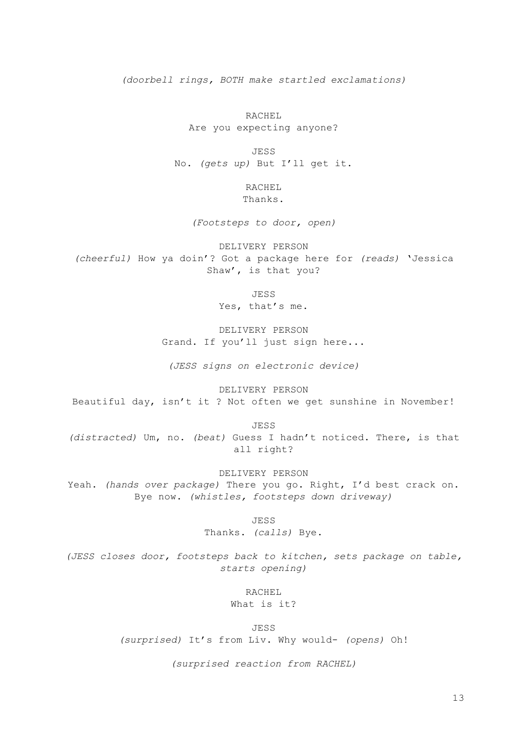*(doorbell rings, BOTH make startled exclamations)*

RACHEL
Are you expecting anyone?

JESS
No. *(gets up)* But I'll get it.

RACHEL
Thanks.

*(Footsteps to door, open)*

DELIVERY PERSON
*(cheerful)* How ya doin'? Got a package here for *(reads)* 'Jessica Shaw', is that you?

JESS
Yes, that's me.

DELIVERY PERSON
Grand. If you'll just sign here...

*(JESS signs on electronic device)*

DELIVERY PERSON
Beautiful day, isn't it ? Not often we get sunshine in November!

JESS
*(distracted)* Um, no. *(beat)* Guess I hadn't noticed. There, is that all right?

DELIVERY PERSON
Yeah. *(hands over package)* There you go. Right, I'd best crack on. Bye now. *(whistles, footsteps down driveway)*

JESS
Thanks. *(calls)* Bye.

*(JESS closes door, footsteps back to kitchen, sets package on table, starts opening)*

RACHEL
What is it?

JESS
*(surprised)* It's from Liv. Why would- *(opens)* Oh!

*(surprised reaction from RACHEL)*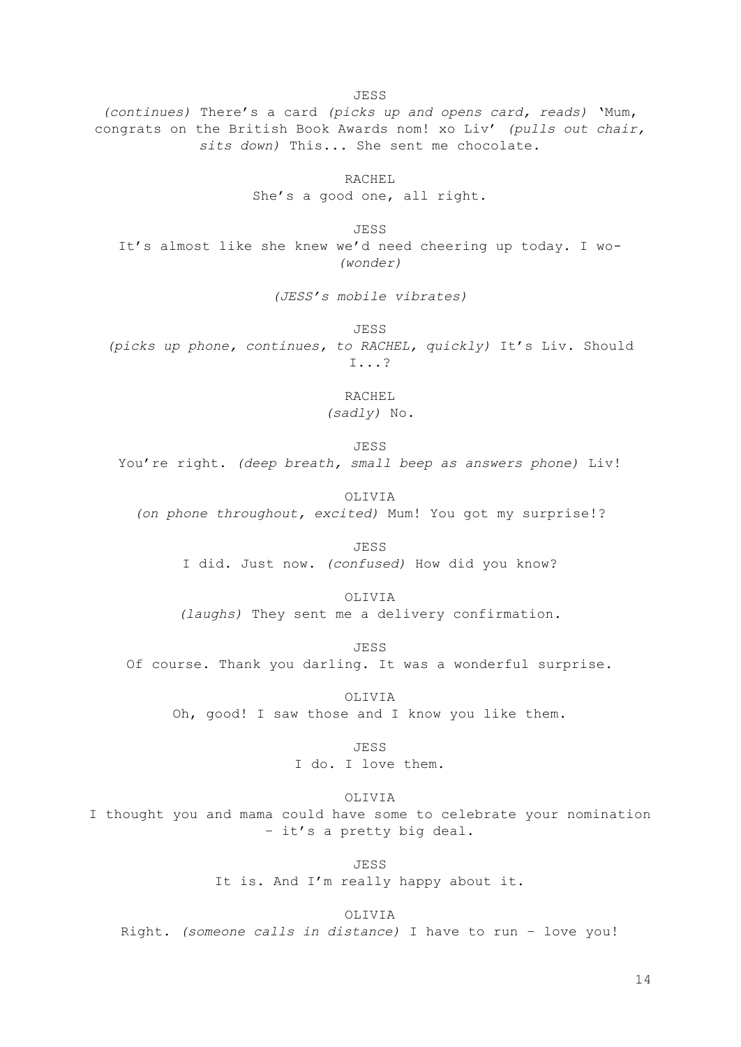JESS

*(continues)* There's a card *(picks up and opens card, reads)* 'Mum, congrats on the British Book Awards nom! xo Liv' *(pulls out chair, sits down)* This... She sent me chocolate.

RACHEL

She's a good one, all right.

JESS

It's almost like she knew we'd need cheering up today. I wo- *(wonder)*

*(JESS's mobile vibrates)*

JESS

*(picks up phone, continues, to RACHEL, quickly)* It's Liv. Should I...?

RACHEL

*(sadly)* No.

JESS

You're right. *(deep breath, small beep as answers phone)* Liv!

OLIVIA

*(on phone throughout, excited)* Mum! You got my surprise!?

JESS

I did. Just now. *(confused)* How did you know?

OLIVIA

*(laughs)* They sent me a delivery confirmation.

JESS

Of course. Thank you darling. It was a wonderful surprise.

OLIVIA

Oh, good! I saw those and I know you like them.

JESS

I do. I love them.

OLIVIA

I thought you and mama could have some to celebrate your nomination – it's a pretty big deal.

JESS

It is. And I'm really happy about it.

OLIVIA

Right. *(someone calls in distance)* I have to run – love you!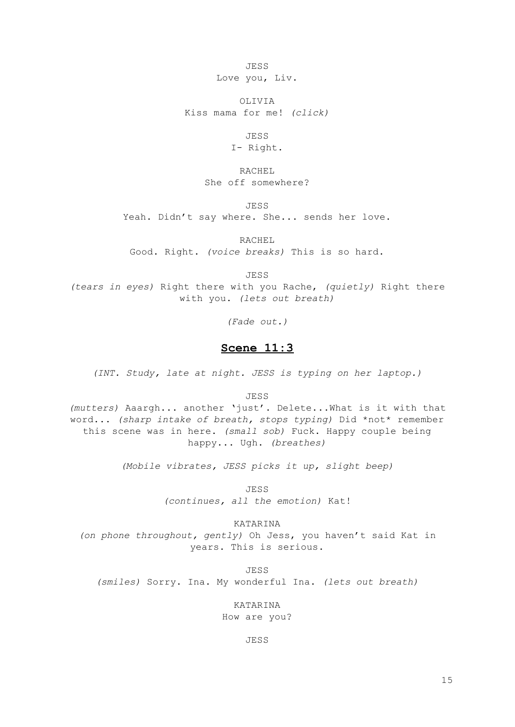JESS
Love you, Liv.

OLIVIA
Kiss mama for me! *(click)*

JESS
I- Right.

RACHEL
She off somewhere?

JESS
Yeah. Didn't say where. She... sends her love.

RACHEL
Good. Right. *(voice breaks)* This is so hard.

JESS
*(tears in eyes)* Right there with you Rache, *(quietly)* Right there with you. *(lets out breath)*

*(Fade out.)*

## Scene 11:3

*(INT. Study, late at night. JESS is typing on her laptop.)*

JESS
*(mutters)* Aaargh... another 'just'. Delete...What is it with that word... *(sharp intake of breath, stops typing)* Did *not* remember this scene was in here. *(small sob)* Fuck. Happy couple being happy... Ugh. *(breathes)*

*(Mobile vibrates, JESS picks it up, slight beep)*

JESS
*(continues, all the emotion)* Kat!

KATARINA
*(on phone throughout, gently)* Oh Jess, you haven't said Kat in years. This is serious.

JESS
*(smiles)* Sorry. Ina. My wonderful Ina. *(lets out breath)*

KATARINA
How are you?

JESS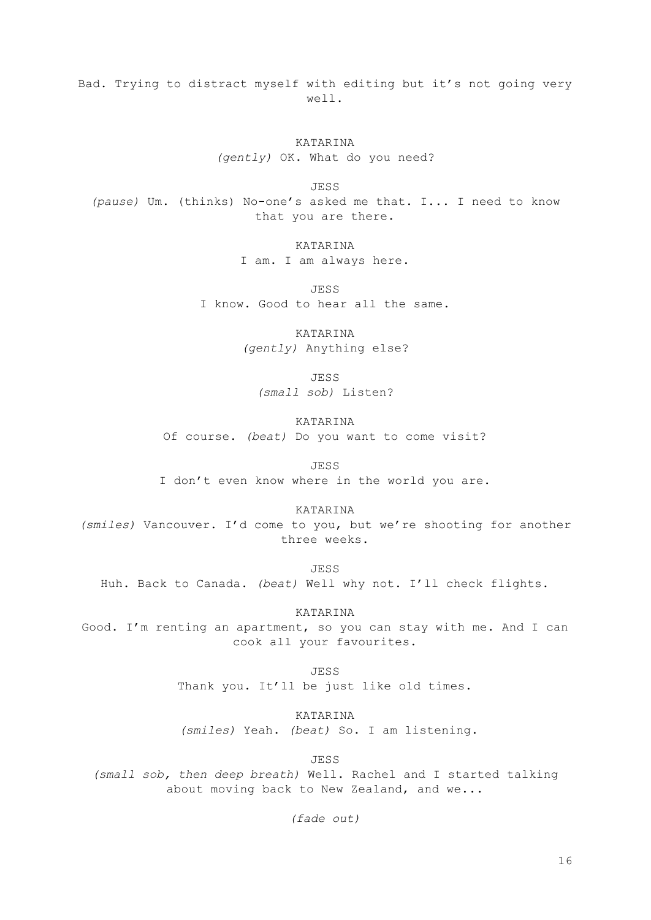Bad. Trying to distract myself with editing but it's not going very well.

KATARINA
*(gently)* OK. What do you need?

JESS
*(pause)* Um. (thinks) No-one's asked me that. I... I need to know that you are there.

KATARINA
I am. I am always here.

JESS
I know. Good to hear all the same.

KATARINA
*(gently)* Anything else?

JESS
*(small sob)* Listen?

KATARINA
Of course. *(beat)* Do you want to come visit?

JESS
I don't even know where in the world you are.

KATARINA
*(smiles)* Vancouver. I'd come to you, but we're shooting for another three weeks.

JESS
Huh. Back to Canada. *(beat)* Well why not. I'll check flights.

KATARINA
Good. I'm renting an apartment, so you can stay with me. And I can cook all your favourites.

JESS
Thank you. It'll be just like old times.

KATARINA
*(smiles)* Yeah. *(beat)* So. I am listening.

JESS
*(small sob, then deep breath)* Well. Rachel and I started talking about moving back to New Zealand, and we...

*(fade out)*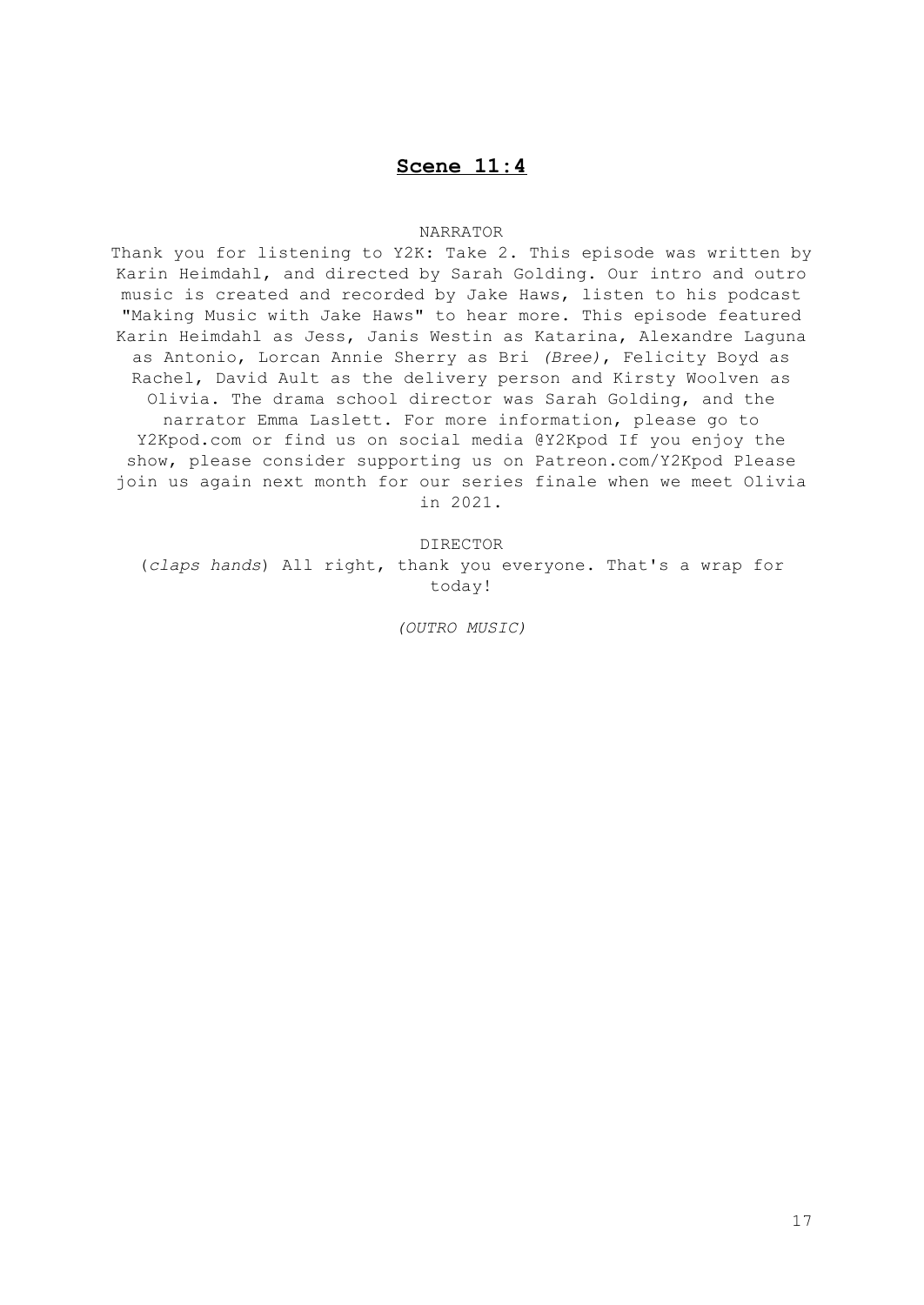## Scene 11:4

NARRATOR

Thank you for listening to Y2K: Take 2. This episode was written by Karin Heimdahl, and directed by Sarah Golding. Our intro and outro music is created and recorded by Jake Haws, listen to his podcast "Making Music with Jake Haws" to hear more. This episode featured Karin Heimdahl as Jess, Janis Westin as Katarina, Alexandre Laguna as Antonio, Lorcan Annie Sherry as Bri *(Bree)*, Felicity Boyd as Rachel, David Ault as the delivery person and Kirsty Woolven as Olivia. The drama school director was Sarah Golding, and the narrator Emma Laslett. For more information, please go to Y2Kpod.com or find us on social media @Y2Kpod If you enjoy the show, please consider supporting us on Patreon.com/Y2Kpod Please join us again next month for our series finale when we meet Olivia in 2021.

DIRECTOR

(*claps hands*) All right, thank you everyone. That's a wrap for today!

*(OUTRO MUSIC)*